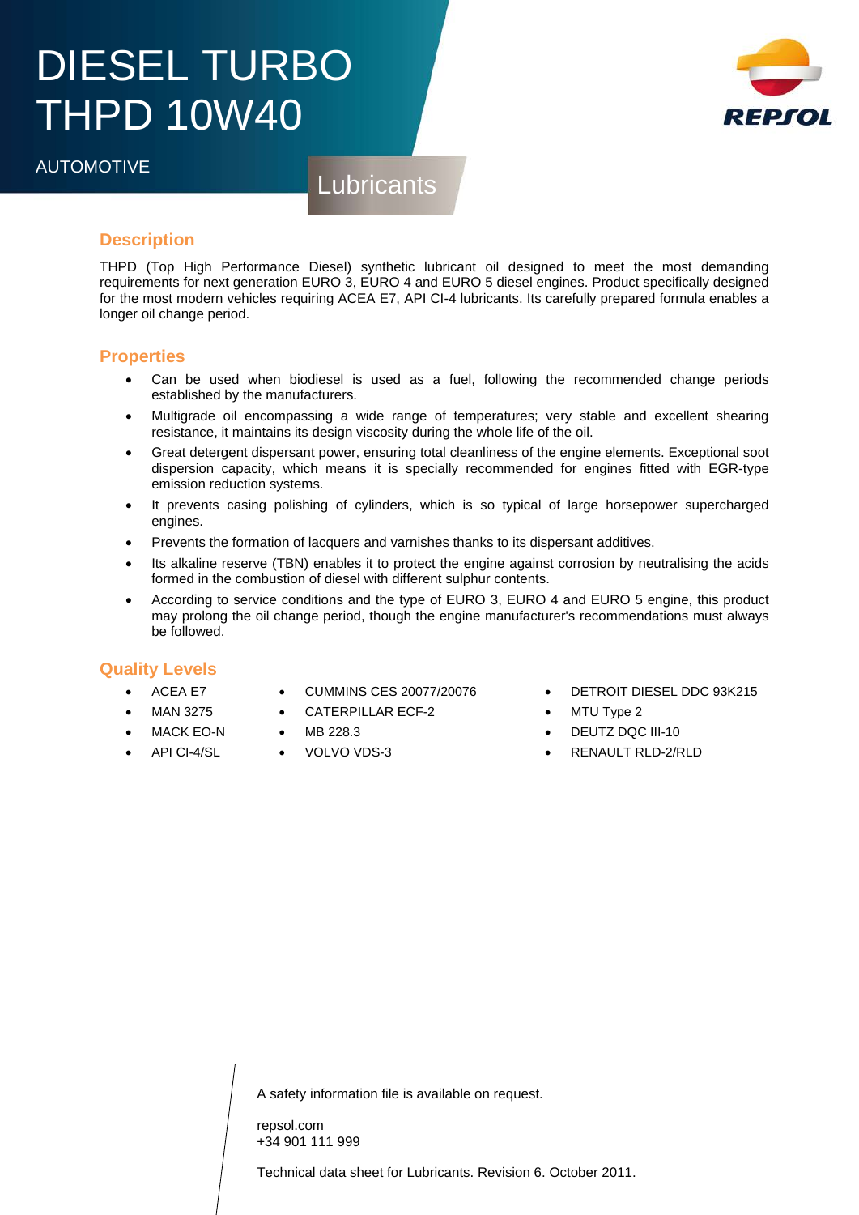# DIESEL TURBO THPD 10W40

AUTOMOTIVE

Lubricants

REPSOL

## Description

THPD (Top High Performance Diesel) synthetic lubricant oil designed to meet the most demanding requirements for next generation EURO 3, EURO 4 and EURO 5 diesel engines. Product specifically designed for the most modern vehicles requiring ACEA E7, API CI-4 lubricants. Its carefully prepared formula enables a longer oil change period.

## Properties

- Can be used when biodiesel is used as a fuel, following the recommended change periods established by the manufacturers.
- Multigrade oil encompassing a wide range of temperatures; very stable and excellent shearing resistance, it maintains its design viscosity during the whole life of the oil.
- Great detergent dispersant power, ensuring total cleanliness of the engine elements. Exceptional soot dispersion capacity, which means it is specially recommended for engines fitted with EGR-type emission reduction systems.
- It prevents casing polishing of cylinders, which is so typical of large horsepower supercharged engines.
- Prevents the formation of lacquers and varnishes thanks to its dispersant additives.
- Its alkaline reserve (TBN) enables it to protect the engine against corrosion by neutralising the acids formed in the combustion of diesel with different sulphur contents.
- According to service conditions and the type of EURO 3, EURO 4 and EURO 5 engine, this product may prolong the oil change period, though the engine manufacturer's recommendations must always be followed.

## Quality Levels

- ACEA E7
- MAN 3275
- MACK EO-N
- API CI-4/SL
- CUMMINS CES 20077/20076
- CATERPILLAR ECF-2
- MB 228.3
- VOLVO VDS-3
- DETROIT DIESEL DDC 93K215
- MTU Type 2
- DEUTZ DQC III-10
- RENAULT RLD-2/RLD

A safety information file is available on request.

repsol.com
+34 901 111 999

Technical data sheet for Lubricants. Revision 6. October 2011.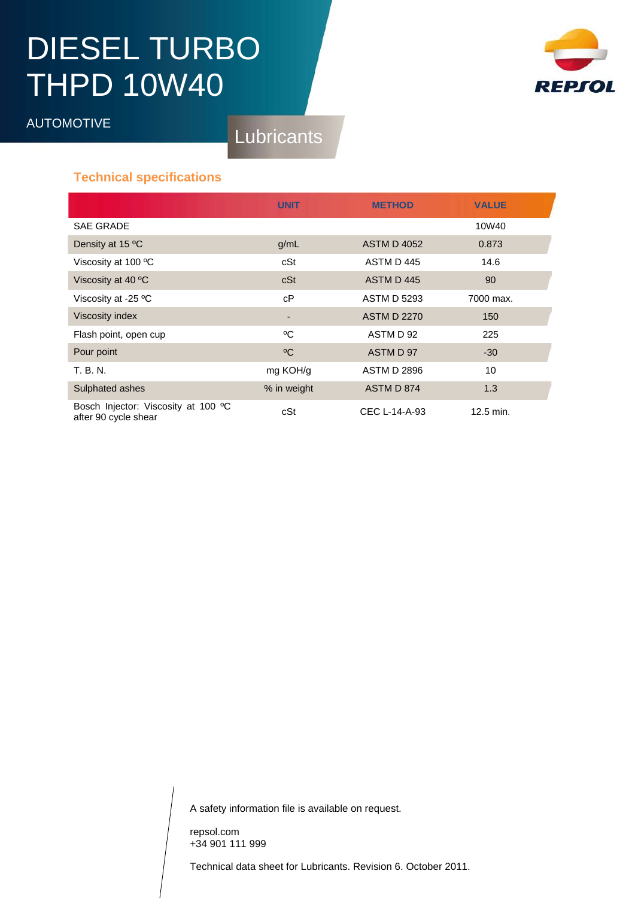# DIESEL TURBO THPD 10W40

AUTOMOTIVE

Lubricants

## Technical specifications

| | UNIT | METHOD | VALUE |
|---|---|---|---|
| SAE GRADE | | | 10W40 |
| Density at 15 ºC | g/mL | ASTM D 4052 | 0.873 |
| Viscosity at 100 ºC | cSt | ASTM D 445 | 14.6 |
| Viscosity at 40 ºC | cSt | ASTM D 445 | 90 |
| Viscosity at -25 ºC | cP | ASTM D 5293 | 7000 max. |
| Viscosity index | - | ASTM D 2270 | 150 |
| Flash point, open cup | ºC | ASTM D 92 | 225 |
| Pour point | ºC | ASTM D 97 | -30 |
| T. B. N. | mg KOH/g | ASTM D 2896 | 10 |
| Sulphated ashes | % in weight | ASTM D 874 | 1.3 |
| Bosch Injector: Viscosity at 100 ºC after 90 cycle shear | cSt | CEC L-14-A-93 | 12.5 min. |

A safety information file is available on request.

repsol.com
+34 901 111 999

Technical data sheet for Lubricants. Revision 6. October 2011.